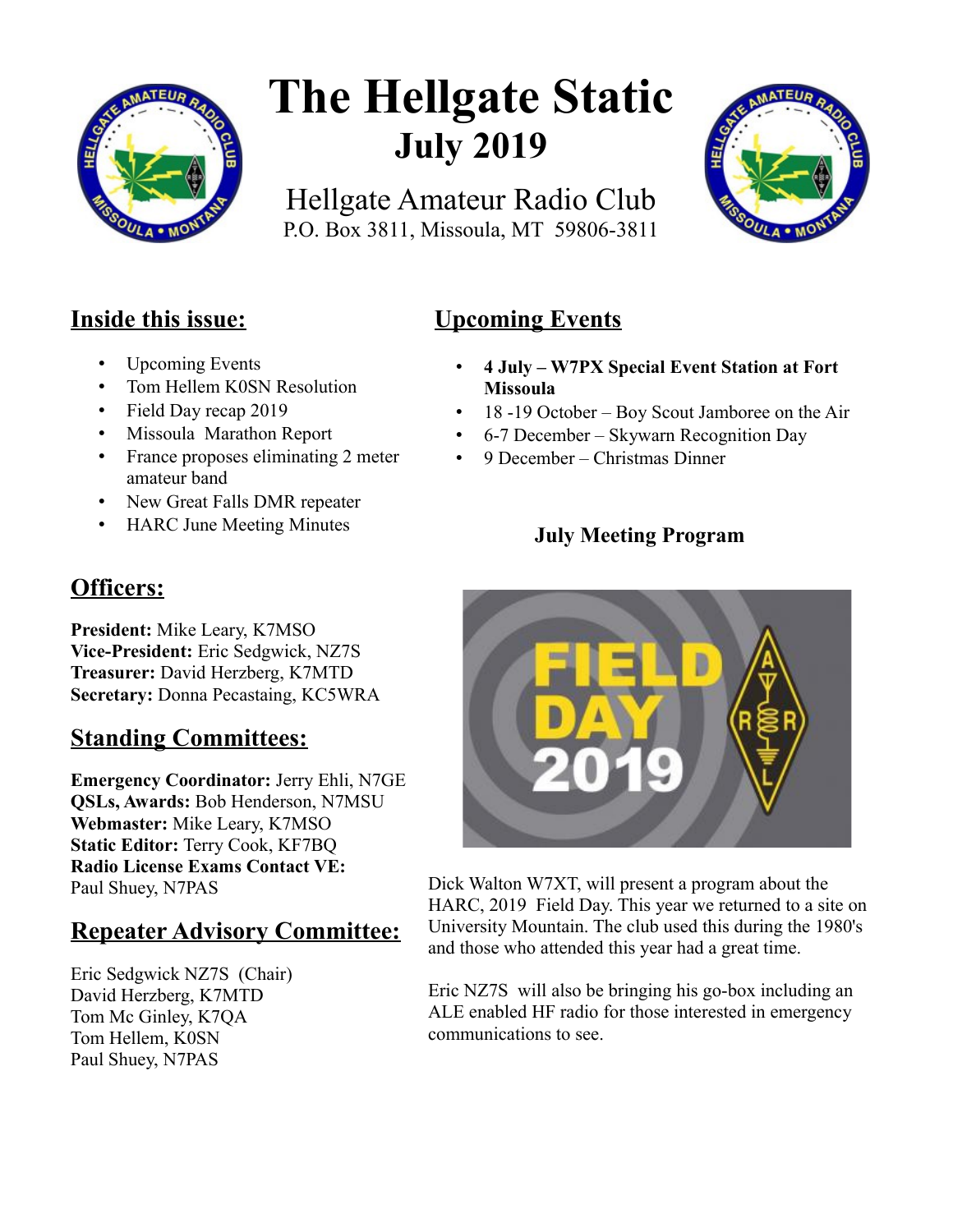# The Hellgate Static

## July 2019

Hellgate Amateur Radio Club
P.O. Box 3811, Missoula, MT 59806-3811

## Inside this issue:

- Upcoming Events
- Tom Hellem K0SN Resolution
- Field Day recap 2019
- Missoula Marathon Report
- France proposes eliminating 2 meter amateur band
- New Great Falls DMR repeater
- HARC June Meeting Minutes

## Officers:

**President:** Mike Leary, K7MSO
**Vice-President:** Eric Sedgwick, NZ7S
**Treasurer:** David Herzberg, K7MTD
**Secretary:** Donna Pecastaing, KC5WRA

## Standing Committees:

**Emergency Coordinator:** Jerry Ehli, N7GE
**QSLs, Awards:** Bob Henderson, N7MSU
**Webmaster:** Mike Leary, K7MSO
**Static Editor:** Terry Cook, KF7BQ
**Radio License Exams Contact VE:** Paul Shuey, N7PAS

## Repeater Advisory Committee:

Eric Sedgwick NZ7S (Chair)
David Herzberg, K7MTD
Tom Mc Ginley, K7QA
Tom Hellem, K0SN
Paul Shuey, N7PAS

## Upcoming Events

- **4 July – W7PX Special Event Station at Fort Missoula**
- 18 -19 October – Boy Scout Jamboree on the Air
- 6-7 December – Skywarn Recognition Day
- 9 December – Christmas Dinner

### July Meeting Program

Dick Walton W7XT, will present a program about the HARC, 2019 Field Day. This year we returned to a site on University Mountain. The club used this during the 1980's and those who attended this year had a great time.

Eric NZ7S will also be bringing his go-box including an ALE enabled HF radio for those interested in emergency communications to see.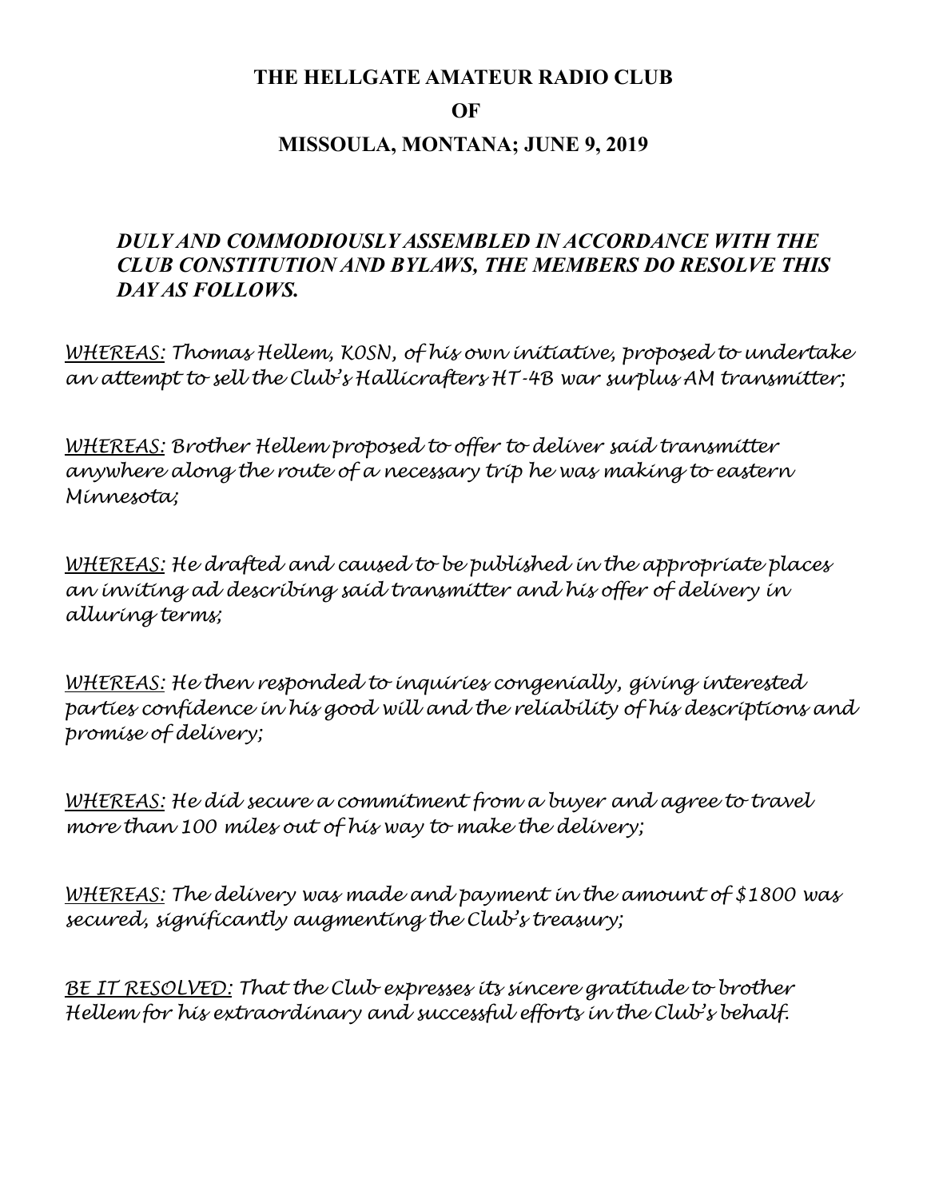# THE HELLGATE AMATEUR RADIO CLUB

# OF

# MISSOULA, MONTANA; JUNE 9, 2019

***DULY AND COMMODIOUSLY ASSEMBLED IN ACCORDANCE WITH THE CLUB CONSTITUTION AND BYLAWS, THE MEMBERS DO RESOLVE THIS DAY AS FOLLOWS.***

*<u>WHEREAS:</u> Thomas Hellem, K0SN, of his own initiative, proposed to undertake an attempt to sell the Club's Hallicrafters HT-4B war surplus AM transmitter;*

*<u>WHEREAS:</u> Brother Hellem proposed to offer to deliver said transmitter anywhere along the route of a necessary trip he was making to eastern Minnesota;*

*<u>WHEREAS:</u> He drafted and caused to be published in the appropriate places an inviting ad describing said transmitter and his offer of delivery in alluring terms;*

*<u>WHEREAS:</u> He then responded to inquiries congenially, giving interested parties confidence in his good will and the reliability of his descriptions and promise of delivery;*

*<u>WHEREAS:</u> He did secure a commitment from a buyer and agree to travel more than 100 miles out of his way to make the delivery;*

*<u>WHEREAS:</u> The delivery was made and payment in the amount of $1800 was secured, significantly augmenting the Club's treasury;*

*<u>BE IT RESOLVED:</u> That the Club expresses its sincere gratitude to brother Hellem for his extraordinary and successful efforts in the Club's behalf.*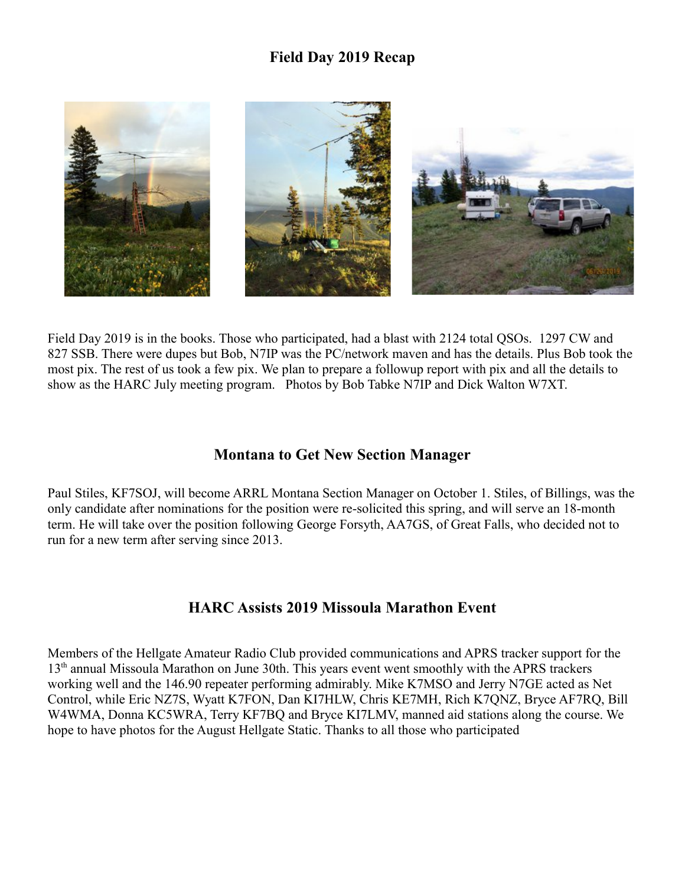## Field Day 2019 Recap

Field Day 2019 is in the books. Those who participated, had a blast with 2124 total QSOs. 1297 CW and 827 SSB. There were dupes but Bob, N7IP was the PC/network maven and has the details. Plus Bob took the most pix. The rest of us took a few pix. We plan to prepare a followup report with pix and all the details to show as the HARC July meeting program. Photos by Bob Tabke N7IP and Dick Walton W7XT.

## Montana to Get New Section Manager

Paul Stiles, KF7SOJ, will become ARRL Montana Section Manager on October 1. Stiles, of Billings, was the only candidate after nominations for the position were re-solicited this spring, and will serve an 18-month term. He will take over the position following George Forsyth, AA7GS, of Great Falls, who decided not to run for a new term after serving since 2013.

## HARC Assists 2019 Missoula Marathon Event

Members of the Hellgate Amateur Radio Club provided communications and APRS tracker support for the 13th annual Missoula Marathon on June 30th. This years event went smoothly with the APRS trackers working well and the 146.90 repeater performing admirably. Mike K7MSO and Jerry N7GE acted as Net Control, while Eric NZ7S, Wyatt K7FON, Dan KI7HLW, Chris KE7MH, Rich K7QNZ, Bryce AF7RQ, Bill W4WMA, Donna KC5WRA, Terry KF7BQ and Bryce KI7LMV, manned aid stations along the course. We hope to have photos for the August Hellgate Static. Thanks to all those who participated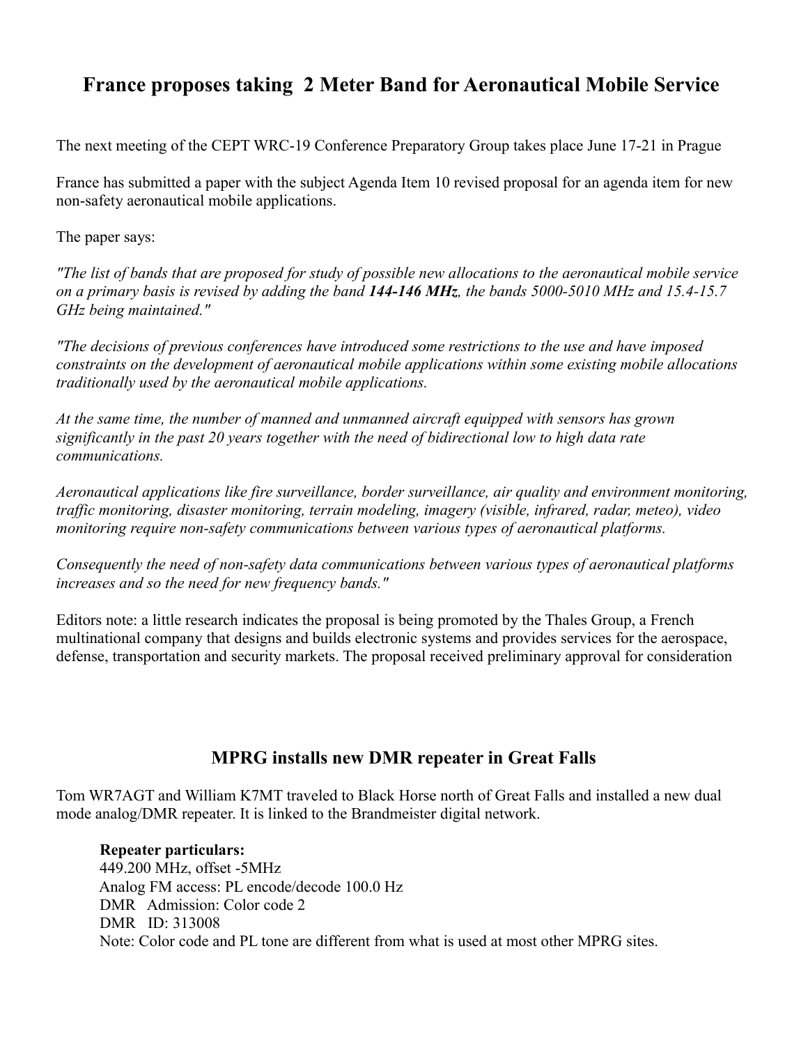## France proposes taking 2 Meter Band for Aeronautical Mobile Service

The next meeting of the CEPT WRC-19 Conference Preparatory Group takes place June 17-21 in Prague

France has submitted a paper with the subject Agenda Item 10 revised proposal for an agenda item for new non-safety aeronautical mobile applications.

The paper says:

*"The list of bands that are proposed for study of possible new allocations to the aeronautical mobile service on a primary basis is revised by adding the band **144-146 MHz**, the bands 5000-5010 MHz and 15.4-15.7 GHz being maintained."*

*"The decisions of previous conferences have introduced some restrictions to the use and have imposed constraints on the development of aeronautical mobile applications within some existing mobile allocations traditionally used by the aeronautical mobile applications.*

*At the same time, the number of manned and unmanned aircraft equipped with sensors has grown significantly in the past 20 years together with the need of bidirectional low to high data rate communications.*

*Aeronautical applications like fire surveillance, border surveillance, air quality and environment monitoring, traffic monitoring, disaster monitoring, terrain modeling, imagery (visible, infrared, radar, meteo), video monitoring require non-safety communications between various types of aeronautical platforms.*

*Consequently the need of non-safety data communications between various types of aeronautical platforms increases and so the need for new frequency bands."*

Editors note: a little research indicates the proposal is being promoted by the Thales Group, a French multinational company that designs and builds electronic systems and provides services for the aerospace, defense, transportation and security markets. The proposal received preliminary approval for consideration

## MPRG installs new DMR repeater in Great Falls

Tom WR7AGT and William K7MT traveled to Black Horse north of Great Falls and installed a new dual mode analog/DMR repeater. It is linked to the Brandmeister digital network.

**Repeater particulars:**
449.200 MHz, offset -5MHz
Analog FM access: PL encode/decode 100.0 Hz
DMR Admission: Color code 2
DMR ID: 313008
Note: Color code and PL tone are different from what is used at most other MPRG sites.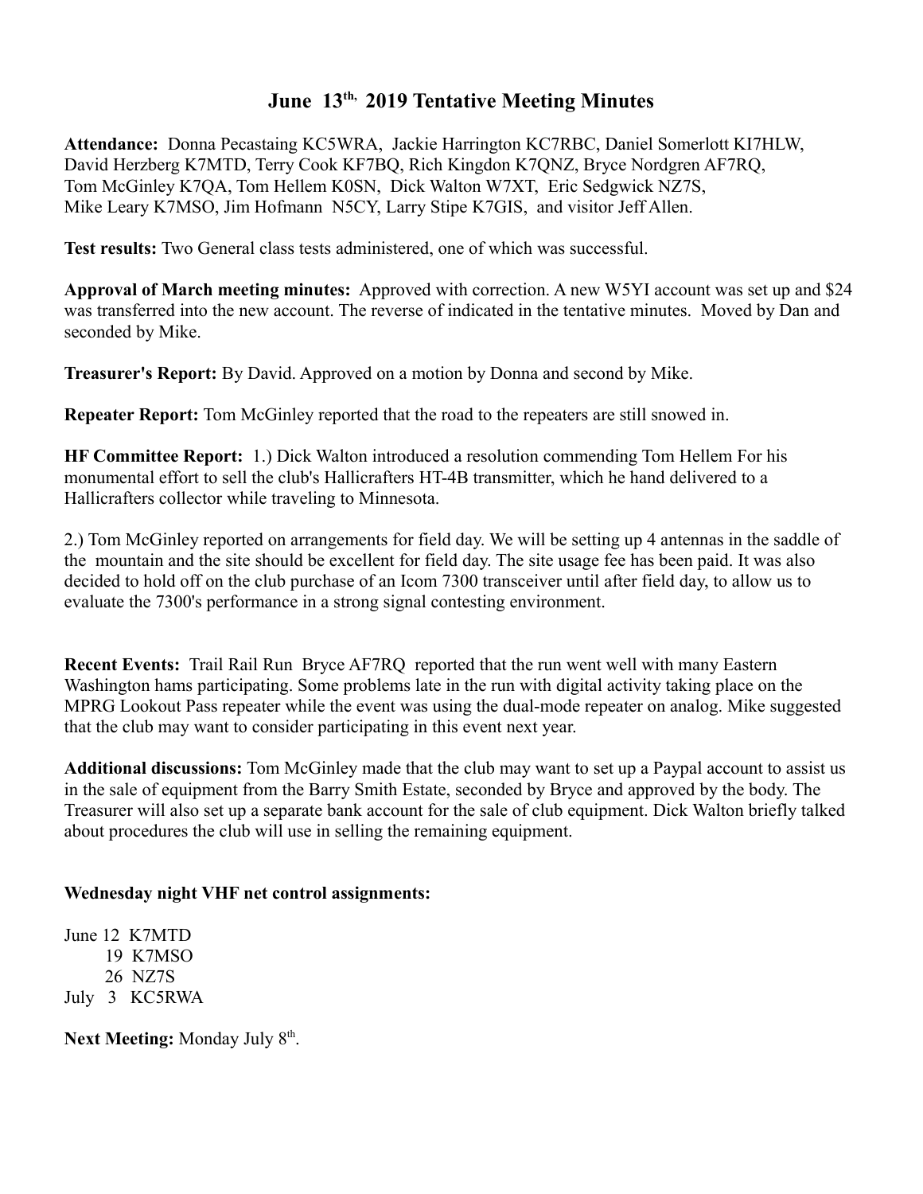# June 13th, 2019 Tentative Meeting Minutes

**Attendance:** Donna Pecastaing KC5WRA, Jackie Harrington KC7RBC, Daniel Somerlott KI7HLW, David Herzberg K7MTD, Terry Cook KF7BQ, Rich Kingdon K7QNZ, Bryce Nordgren AF7RQ, Tom McGinley K7QA, Tom Hellem K0SN, Dick Walton W7XT, Eric Sedgwick NZ7S, Mike Leary K7MSO, Jim Hofmann N5CY, Larry Stipe K7GIS, and visitor Jeff Allen.

**Test results:** Two General class tests administered, one of which was successful.

**Approval of March meeting minutes:** Approved with correction. A new W5YI account was set up and $24 was transferred into the new account. The reverse of indicated in the tentative minutes. Moved by Dan and seconded by Mike.

**Treasurer's Report:** By David. Approved on a motion by Donna and second by Mike.

**Repeater Report:** Tom McGinley reported that the road to the repeaters are still snowed in.

**HF Committee Report:** 1.) Dick Walton introduced a resolution commending Tom Hellem For his monumental effort to sell the club's Hallicrafters HT-4B transmitter, which he hand delivered to a Hallicrafters collector while traveling to Minnesota.

2.) Tom McGinley reported on arrangements for field day. We will be setting up 4 antennas in the saddle of the mountain and the site should be excellent for field day. The site usage fee has been paid. It was also decided to hold off on the club purchase of an Icom 7300 transceiver until after field day, to allow us to evaluate the 7300's performance in a strong signal contesting environment.

**Recent Events:** Trail Rail Run Bryce AF7RQ reported that the run went well with many Eastern Washington hams participating. Some problems late in the run with digital activity taking place on the MPRG Lookout Pass repeater while the event was using the dual-mode repeater on analog. Mike suggested that the club may want to consider participating in this event next year.

**Additional discussions:** Tom McGinley made that the club may want to set up a Paypal account to assist us in the sale of equipment from the Barry Smith Estate, seconded by Bryce and approved by the body. The Treasurer will also set up a separate bank account for the sale of club equipment. Dick Walton briefly talked about procedures the club will use in selling the remaining equipment.

**Wednesday night VHF net control assignments:**

June 12 K7MTD
19 K7MSO
26 NZ7S
July 3 KC5RWA

**Next Meeting:** Monday July 8th.